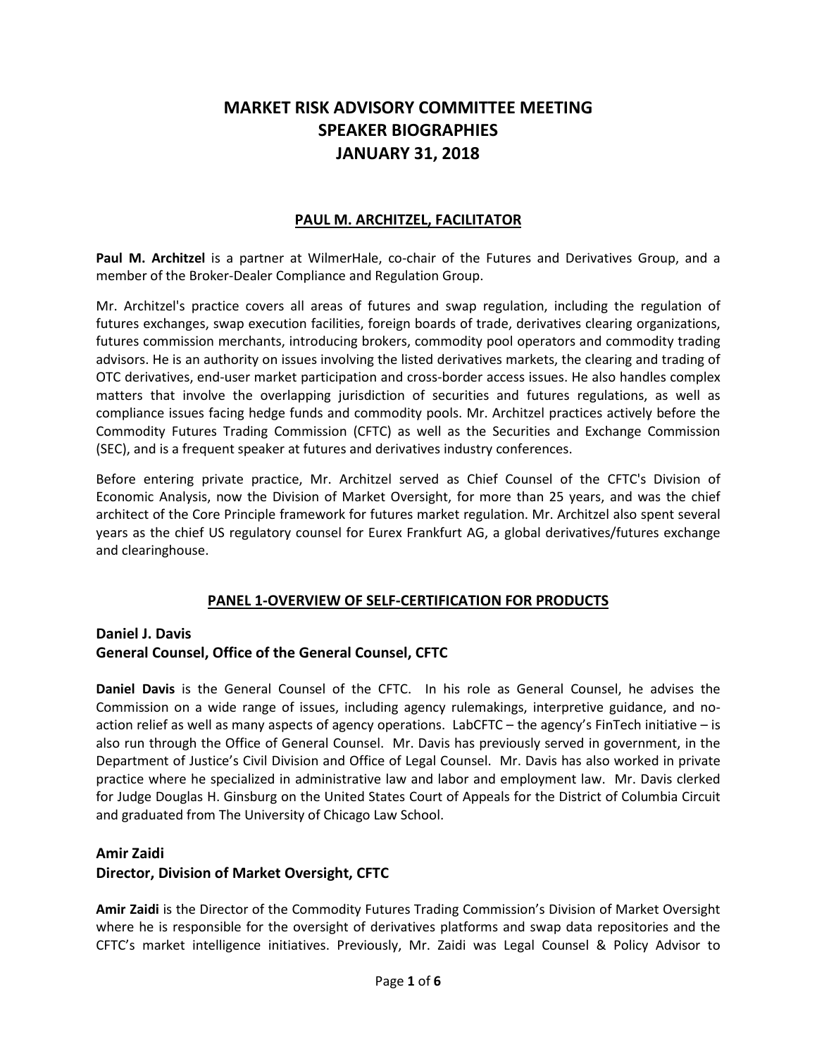# MARKET RISK ADVISORY COMMITTEE MEETING
# SPEAKER BIOGRAPHIES
# JANUARY 31, 2018

## PAUL M. ARCHITZEL, FACILITATOR

**Paul M. Architzel** is a partner at WilmerHale, co-chair of the Futures and Derivatives Group, and a member of the Broker-Dealer Compliance and Regulation Group.

Mr. Architzel's practice covers all areas of futures and swap regulation, including the regulation of futures exchanges, swap execution facilities, foreign boards of trade, derivatives clearing organizations, futures commission merchants, introducing brokers, commodity pool operators and commodity trading advisors. He is an authority on issues involving the listed derivatives markets, the clearing and trading of OTC derivatives, end-user market participation and cross-border access issues. He also handles complex matters that involve the overlapping jurisdiction of securities and futures regulations, as well as compliance issues facing hedge funds and commodity pools. Mr. Architzel practices actively before the Commodity Futures Trading Commission (CFTC) as well as the Securities and Exchange Commission (SEC), and is a frequent speaker at futures and derivatives industry conferences.

Before entering private practice, Mr. Architzel served as Chief Counsel of the CFTC's Division of Economic Analysis, now the Division of Market Oversight, for more than 25 years, and was the chief architect of the Core Principle framework for futures market regulation. Mr. Architzel also spent several years as the chief US regulatory counsel for Eurex Frankfurt AG, a global derivatives/futures exchange and clearinghouse.

## PANEL 1-OVERVIEW OF SELF-CERTIFICATION FOR PRODUCTS

### Daniel J. Davis
### General Counsel, Office of the General Counsel, CFTC

**Daniel Davis** is the General Counsel of the CFTC. In his role as General Counsel, he advises the Commission on a wide range of issues, including agency rulemakings, interpretive guidance, and no-action relief as well as many aspects of agency operations. LabCFTC – the agency's FinTech initiative – is also run through the Office of General Counsel. Mr. Davis has previously served in government, in the Department of Justice's Civil Division and Office of Legal Counsel. Mr. Davis has also worked in private practice where he specialized in administrative law and labor and employment law. Mr. Davis clerked for Judge Douglas H. Ginsburg on the United States Court of Appeals for the District of Columbia Circuit and graduated from The University of Chicago Law School.

### Amir Zaidi
### Director, Division of Market Oversight, CFTC

**Amir Zaidi** is the Director of the Commodity Futures Trading Commission's Division of Market Oversight where he is responsible for the oversight of derivatives platforms and swap data repositories and the CFTC's market intelligence initiatives. Previously, Mr. Zaidi was Legal Counsel & Policy Advisor to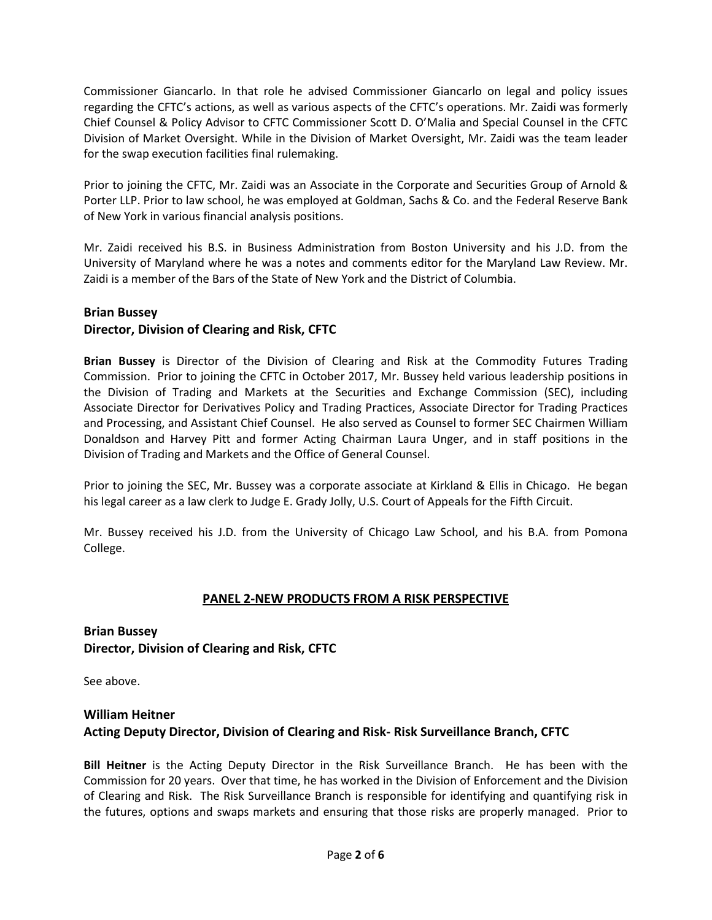Commissioner Giancarlo. In that role he advised Commissioner Giancarlo on legal and policy issues regarding the CFTC's actions, as well as various aspects of the CFTC's operations. Mr. Zaidi was formerly Chief Counsel & Policy Advisor to CFTC Commissioner Scott D. O'Malia and Special Counsel in the CFTC Division of Market Oversight. While in the Division of Market Oversight, Mr. Zaidi was the team leader for the swap execution facilities final rulemaking.

Prior to joining the CFTC, Mr. Zaidi was an Associate in the Corporate and Securities Group of Arnold & Porter LLP. Prior to law school, he was employed at Goldman, Sachs & Co. and the Federal Reserve Bank of New York in various financial analysis positions.

Mr. Zaidi received his B.S. in Business Administration from Boston University and his J.D. from the University of Maryland where he was a notes and comments editor for the Maryland Law Review. Mr. Zaidi is a member of the Bars of the State of New York and the District of Columbia.

### Brian Bussey
### Director, Division of Clearing and Risk, CFTC

**Brian Bussey** is Director of the Division of Clearing and Risk at the Commodity Futures Trading Commission. Prior to joining the CFTC in October 2017, Mr. Bussey held various leadership positions in the Division of Trading and Markets at the Securities and Exchange Commission (SEC), including Associate Director for Derivatives Policy and Trading Practices, Associate Director for Trading Practices and Processing, and Assistant Chief Counsel. He also served as Counsel to former SEC Chairmen William Donaldson and Harvey Pitt and former Acting Chairman Laura Unger, and in staff positions in the Division of Trading and Markets and the Office of General Counsel.

Prior to joining the SEC, Mr. Bussey was a corporate associate at Kirkland & Ellis in Chicago. He began his legal career as a law clerk to Judge E. Grady Jolly, U.S. Court of Appeals for the Fifth Circuit.

Mr. Bussey received his J.D. from the University of Chicago Law School, and his B.A. from Pomona College.

## PANEL 2-NEW PRODUCTS FROM A RISK PERSPECTIVE

### Brian Bussey
### Director, Division of Clearing and Risk, CFTC

See above.

### William Heitner
### Acting Deputy Director, Division of Clearing and Risk- Risk Surveillance Branch, CFTC

**Bill Heitner** is the Acting Deputy Director in the Risk Surveillance Branch. He has been with the Commission for 20 years. Over that time, he has worked in the Division of Enforcement and the Division of Clearing and Risk. The Risk Surveillance Branch is responsible for identifying and quantifying risk in the futures, options and swaps markets and ensuring that those risks are properly managed. Prior to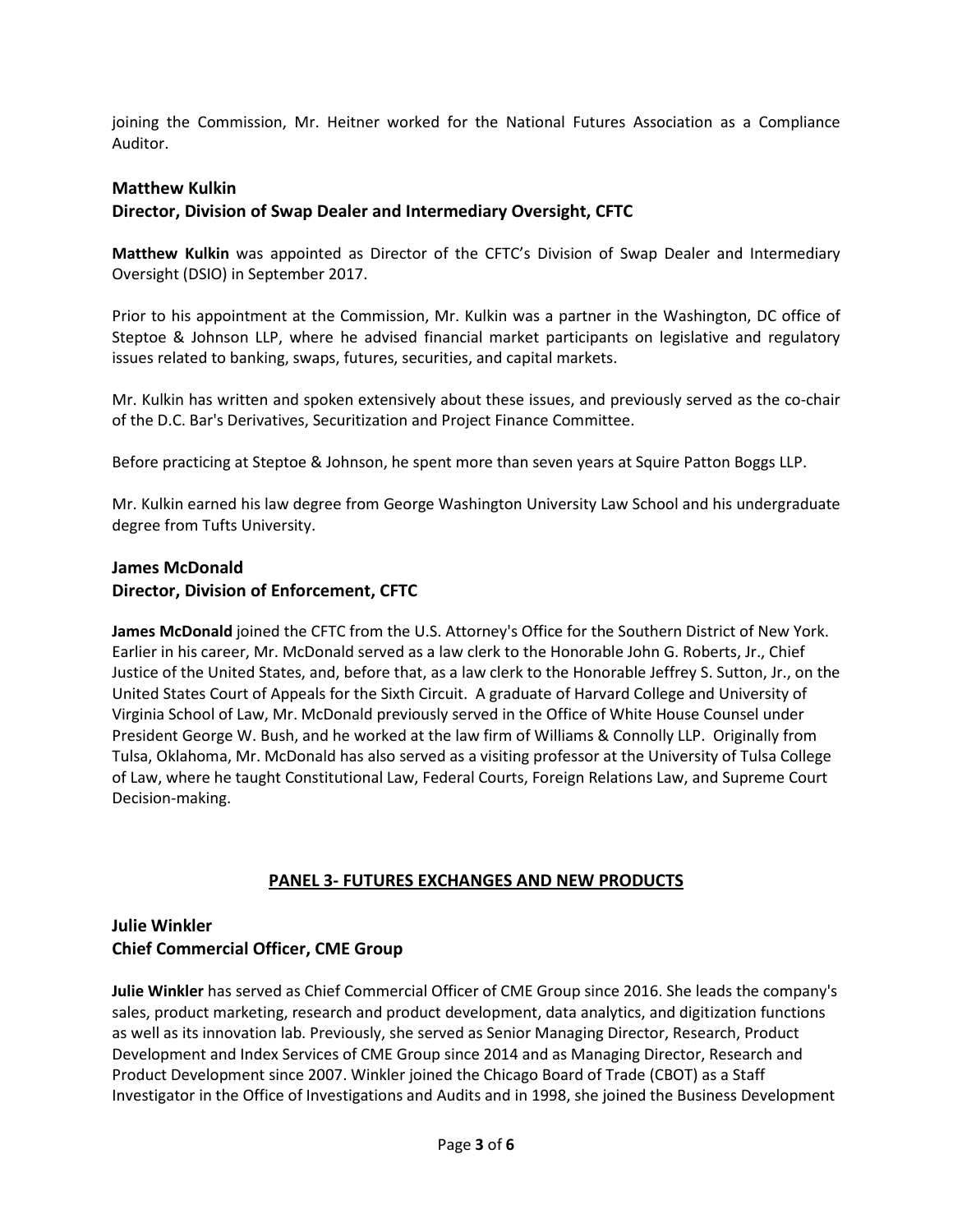joining the Commission, Mr. Heitner worked for the National Futures Association as a Compliance Auditor.

**Matthew Kulkin**
**Director, Division of Swap Dealer and Intermediary Oversight, CFTC**

**Matthew Kulkin** was appointed as Director of the CFTC's Division of Swap Dealer and Intermediary Oversight (DSIO) in September 2017.

Prior to his appointment at the Commission, Mr. Kulkin was a partner in the Washington, DC office of Steptoe & Johnson LLP, where he advised financial market participants on legislative and regulatory issues related to banking, swaps, futures, securities, and capital markets.

Mr. Kulkin has written and spoken extensively about these issues, and previously served as the co-chair of the D.C. Bar's Derivatives, Securitization and Project Finance Committee.

Before practicing at Steptoe & Johnson, he spent more than seven years at Squire Patton Boggs LLP.

Mr. Kulkin earned his law degree from George Washington University Law School and his undergraduate degree from Tufts University.

**James McDonald**
**Director, Division of Enforcement, CFTC**

**James McDonald** joined the CFTC from the U.S. Attorney's Office for the Southern District of New York. Earlier in his career, Mr. McDonald served as a law clerk to the Honorable John G. Roberts, Jr., Chief Justice of the United States, and, before that, as a law clerk to the Honorable Jeffrey S. Sutton, Jr., on the United States Court of Appeals for the Sixth Circuit. A graduate of Harvard College and University of Virginia School of Law, Mr. McDonald previously served in the Office of White House Counsel under President George W. Bush, and he worked at the law firm of Williams & Connolly LLP. Originally from Tulsa, Oklahoma, Mr. McDonald has also served as a visiting professor at the University of Tulsa College of Law, where he taught Constitutional Law, Federal Courts, Foreign Relations Law, and Supreme Court Decision-making.

## PANEL 3- FUTURES EXCHANGES AND NEW PRODUCTS

**Julie Winkler**
**Chief Commercial Officer, CME Group**

**Julie Winkler** has served as Chief Commercial Officer of CME Group since 2016. She leads the company's sales, product marketing, research and product development, data analytics, and digitization functions as well as its innovation lab. Previously, she served as Senior Managing Director, Research, Product Development and Index Services of CME Group since 2014 and as Managing Director, Research and Product Development since 2007. Winkler joined the Chicago Board of Trade (CBOT) as a Staff Investigator in the Office of Investigations and Audits and in 1998, she joined the Business Development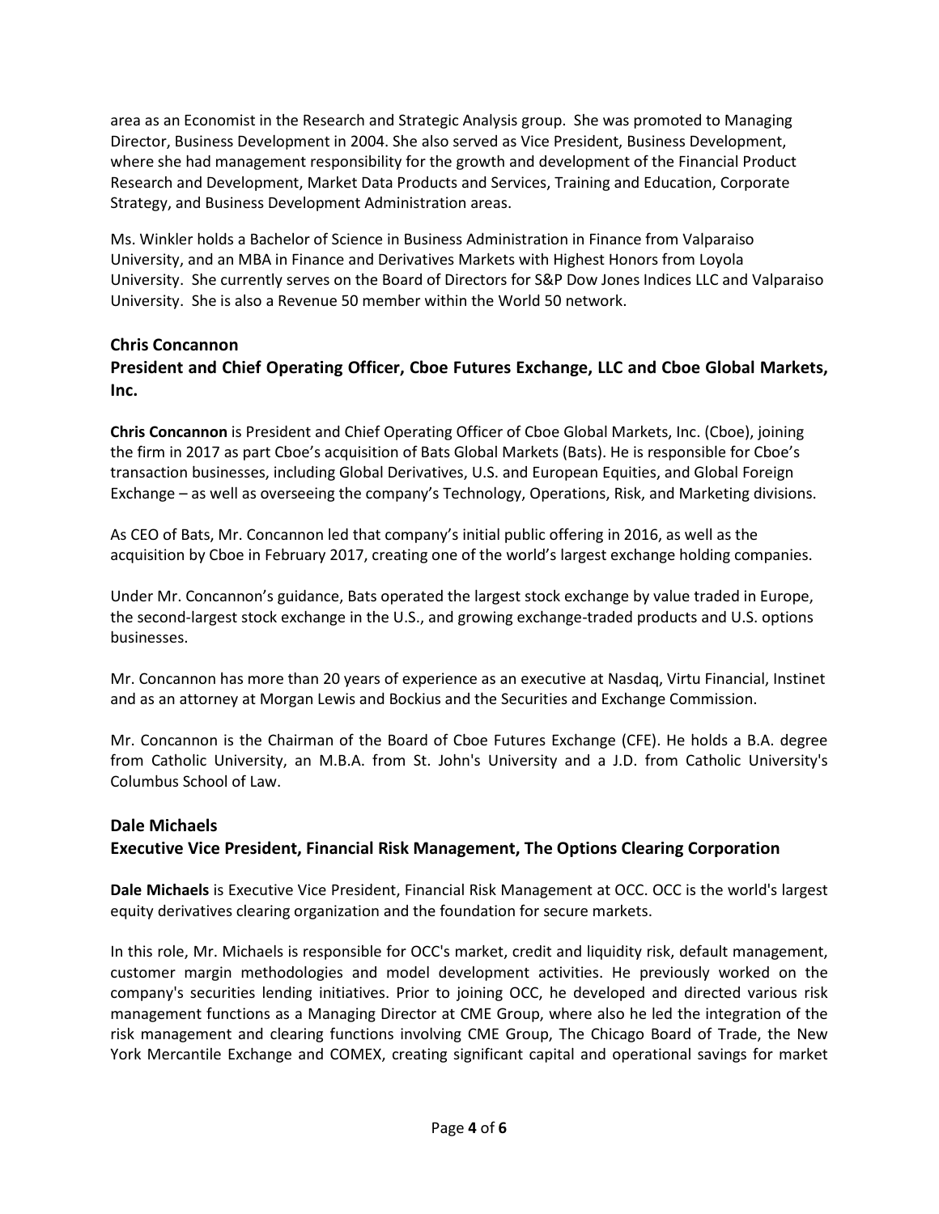area as an Economist in the Research and Strategic Analysis group. She was promoted to Managing Director, Business Development in 2004. She also served as Vice President, Business Development, where she had management responsibility for the growth and development of the Financial Product Research and Development, Market Data Products and Services, Training and Education, Corporate Strategy, and Business Development Administration areas.

Ms. Winkler holds a Bachelor of Science in Business Administration in Finance from Valparaiso University, and an MBA in Finance and Derivatives Markets with Highest Honors from Loyola University. She currently serves on the Board of Directors for S&P Dow Jones Indices LLC and Valparaiso University. She is also a Revenue 50 member within the World 50 network.

### Chris Concannon
### President and Chief Operating Officer, Cboe Futures Exchange, LLC and Cboe Global Markets, Inc.

**Chris Concannon** is President and Chief Operating Officer of Cboe Global Markets, Inc. (Cboe), joining the firm in 2017 as part Cboe's acquisition of Bats Global Markets (Bats). He is responsible for Cboe's transaction businesses, including Global Derivatives, U.S. and European Equities, and Global Foreign Exchange – as well as overseeing the company's Technology, Operations, Risk, and Marketing divisions.

As CEO of Bats, Mr. Concannon led that company's initial public offering in 2016, as well as the acquisition by Cboe in February 2017, creating one of the world's largest exchange holding companies.

Under Mr. Concannon's guidance, Bats operated the largest stock exchange by value traded in Europe, the second-largest stock exchange in the U.S., and growing exchange-traded products and U.S. options businesses.

Mr. Concannon has more than 20 years of experience as an executive at Nasdaq, Virtu Financial, Instinet and as an attorney at Morgan Lewis and Bockius and the Securities and Exchange Commission.

Mr. Concannon is the Chairman of the Board of Cboe Futures Exchange (CFE). He holds a B.A. degree from Catholic University, an M.B.A. from St. John's University and a J.D. from Catholic University's Columbus School of Law.

### Dale Michaels
### Executive Vice President, Financial Risk Management, The Options Clearing Corporation

**Dale Michaels** is Executive Vice President, Financial Risk Management at OCC. OCC is the world's largest equity derivatives clearing organization and the foundation for secure markets.

In this role, Mr. Michaels is responsible for OCC's market, credit and liquidity risk, default management, customer margin methodologies and model development activities. He previously worked on the company's securities lending initiatives. Prior to joining OCC, he developed and directed various risk management functions as a Managing Director at CME Group, where also he led the integration of the risk management and clearing functions involving CME Group, The Chicago Board of Trade, the New York Mercantile Exchange and COMEX, creating significant capital and operational savings for market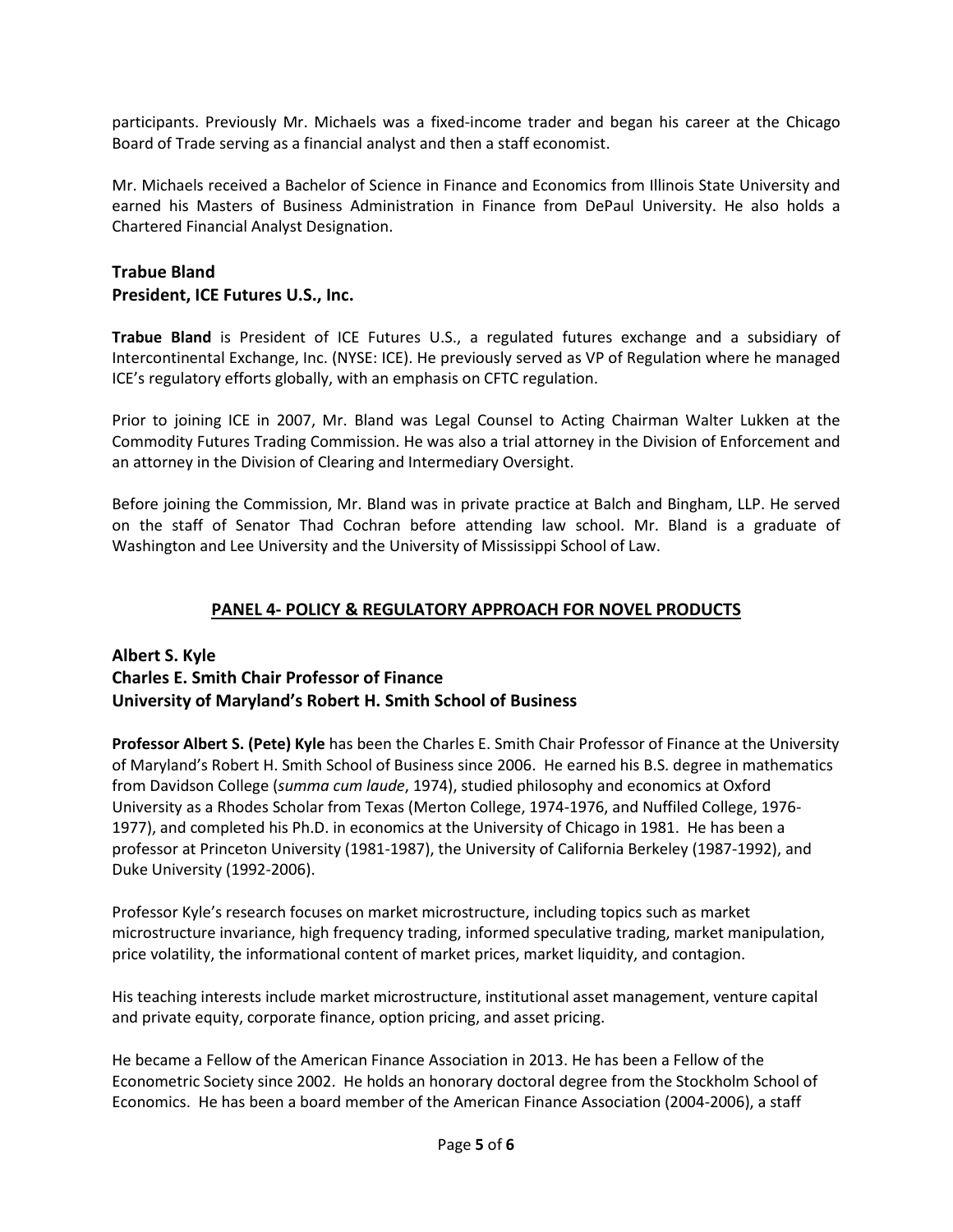participants. Previously Mr. Michaels was a fixed-income trader and began his career at the Chicago Board of Trade serving as a financial analyst and then a staff economist.

Mr. Michaels received a Bachelor of Science in Finance and Economics from Illinois State University and earned his Masters of Business Administration in Finance from DePaul University. He also holds a Chartered Financial Analyst Designation.

### Trabue Bland
### President, ICE Futures U.S., Inc.

**Trabue Bland** is President of ICE Futures U.S., a regulated futures exchange and a subsidiary of Intercontinental Exchange, Inc. (NYSE: ICE). He previously served as VP of Regulation where he managed ICE's regulatory efforts globally, with an emphasis on CFTC regulation.

Prior to joining ICE in 2007, Mr. Bland was Legal Counsel to Acting Chairman Walter Lukken at the Commodity Futures Trading Commission. He was also a trial attorney in the Division of Enforcement and an attorney in the Division of Clearing and Intermediary Oversight.

Before joining the Commission, Mr. Bland was in private practice at Balch and Bingham, LLP. He served on the staff of Senator Thad Cochran before attending law school. Mr. Bland is a graduate of Washington and Lee University and the University of Mississippi School of Law.

## PANEL 4- POLICY & REGULATORY APPROACH FOR NOVEL PRODUCTS

### Albert S. Kyle
### Charles E. Smith Chair Professor of Finance
### University of Maryland's Robert H. Smith School of Business

**Professor Albert S. (Pete) Kyle** has been the Charles E. Smith Chair Professor of Finance at the University of Maryland's Robert H. Smith School of Business since 2006. He earned his B.S. degree in mathematics from Davidson College (*summa cum laude*, 1974), studied philosophy and economics at Oxford University as a Rhodes Scholar from Texas (Merton College, 1974-1976, and Nuffiled College, 1976-1977), and completed his Ph.D. in economics at the University of Chicago in 1981. He has been a professor at Princeton University (1981-1987), the University of California Berkeley (1987-1992), and Duke University (1992-2006).

Professor Kyle's research focuses on market microstructure, including topics such as market microstructure invariance, high frequency trading, informed speculative trading, market manipulation, price volatility, the informational content of market prices, market liquidity, and contagion.

His teaching interests include market microstructure, institutional asset management, venture capital and private equity, corporate finance, option pricing, and asset pricing.

He became a Fellow of the American Finance Association in 2013. He has been a Fellow of the Econometric Society since 2002. He holds an honorary doctoral degree from the Stockholm School of Economics. He has been a board member of the American Finance Association (2004-2006), a staff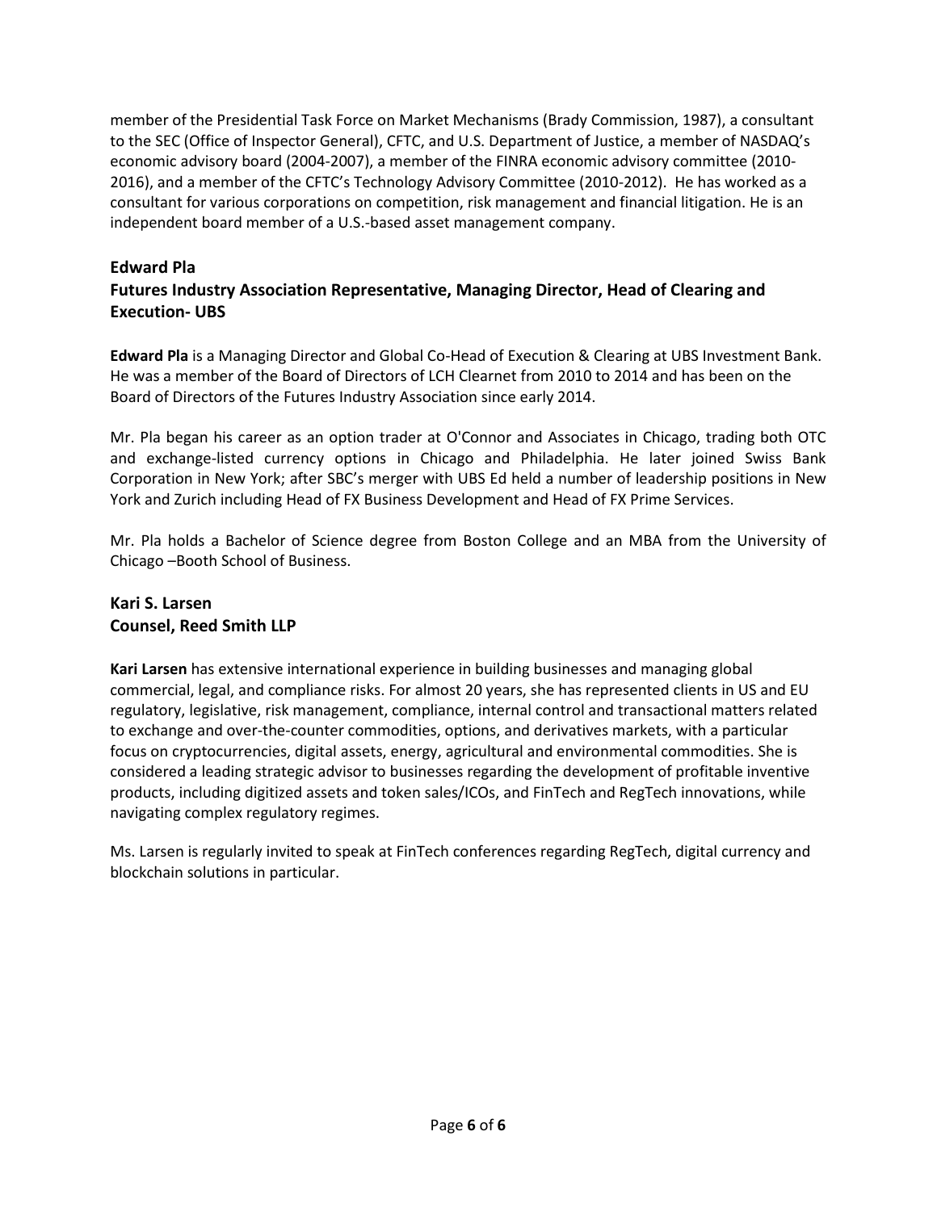member of the Presidential Task Force on Market Mechanisms (Brady Commission, 1987), a consultant to the SEC (Office of Inspector General), CFTC, and U.S. Department of Justice, a member of NASDAQ's economic advisory board (2004-2007), a member of the FINRA economic advisory committee (2010-2016), and a member of the CFTC's Technology Advisory Committee (2010-2012). He has worked as a consultant for various corporations on competition, risk management and financial litigation. He is an independent board member of a U.S.-based asset management company.

### Edward Pla
### Futures Industry Association Representative, Managing Director, Head of Clearing and Execution- UBS

**Edward Pla** is a Managing Director and Global Co-Head of Execution & Clearing at UBS Investment Bank. He was a member of the Board of Directors of LCH Clearnet from 2010 to 2014 and has been on the Board of Directors of the Futures Industry Association since early 2014.

Mr. Pla began his career as an option trader at O'Connor and Associates in Chicago, trading both OTC and exchange-listed currency options in Chicago and Philadelphia. He later joined Swiss Bank Corporation in New York; after SBC's merger with UBS Ed held a number of leadership positions in New York and Zurich including Head of FX Business Development and Head of FX Prime Services.

Mr. Pla holds a Bachelor of Science degree from Boston College and an MBA from the University of Chicago –Booth School of Business.

### Kari S. Larsen
### Counsel, Reed Smith LLP

**Kari Larsen** has extensive international experience in building businesses and managing global commercial, legal, and compliance risks. For almost 20 years, she has represented clients in US and EU regulatory, legislative, risk management, compliance, internal control and transactional matters related to exchange and over-the-counter commodities, options, and derivatives markets, with a particular focus on cryptocurrencies, digital assets, energy, agricultural and environmental commodities. She is considered a leading strategic advisor to businesses regarding the development of profitable inventive products, including digitized assets and token sales/ICOs, and FinTech and RegTech innovations, while navigating complex regulatory regimes.

Ms. Larsen is regularly invited to speak at FinTech conferences regarding RegTech, digital currency and blockchain solutions in particular.